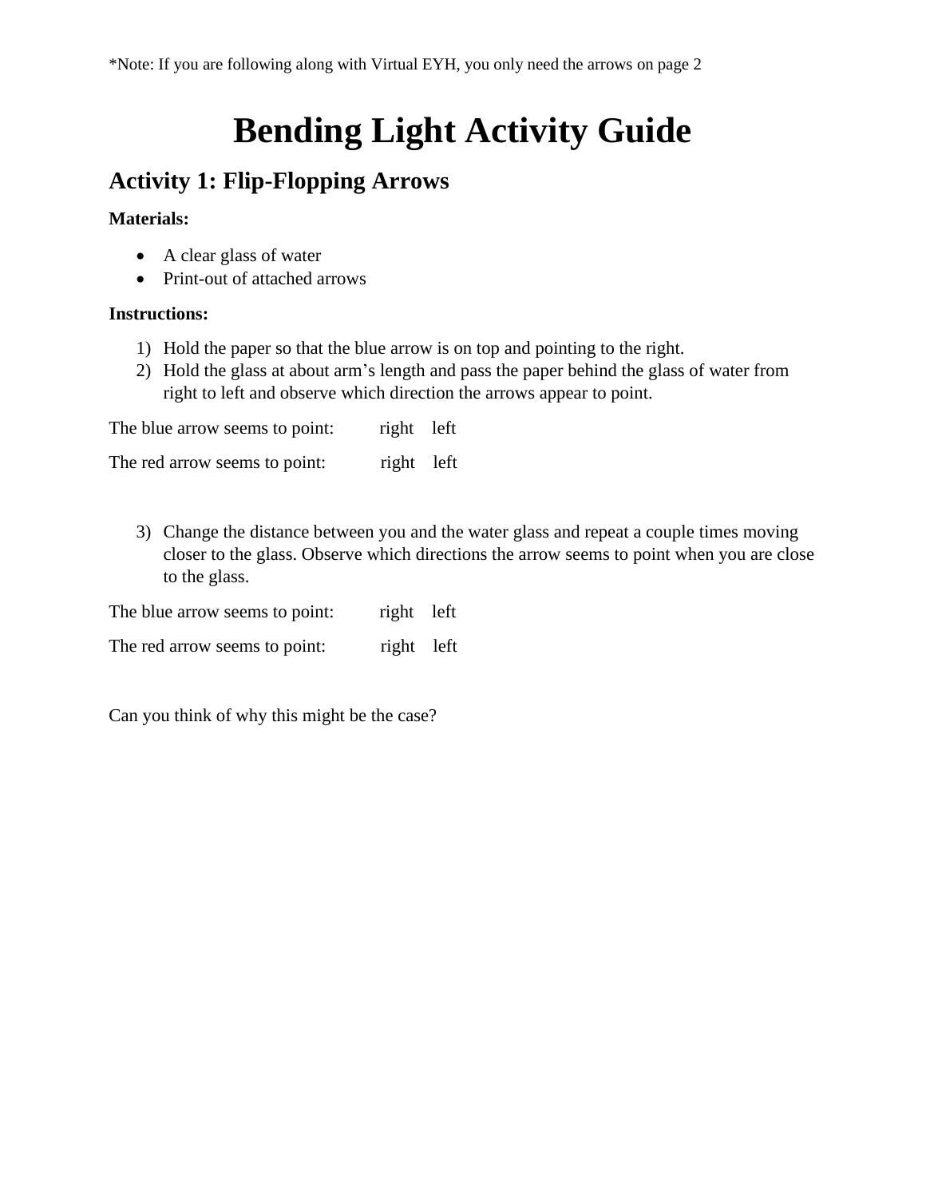*Note: If you are following along with Virtual EYH, you only need the arrows on page 2

# Bending Light Activity Guide

## Activity 1: Flip-Flopping Arrows

**Materials:**

- A clear glass of water
- Print-out of attached arrows

**Instructions:**

1) Hold the paper so that the blue arrow is on top and pointing to the right.
2) Hold the glass at about arm's length and pass the paper behind the glass of water from right to left and observe which direction the arrows appear to point.

The blue arrow seems to point: right left

The red arrow seems to point: right left

3) Change the distance between you and the water glass and repeat a couple times moving closer to the glass. Observe which directions the arrow seems to point when you are close to the glass.

The blue arrow seems to point: right left

The red arrow seems to point: right left

Can you think of why this might be the case?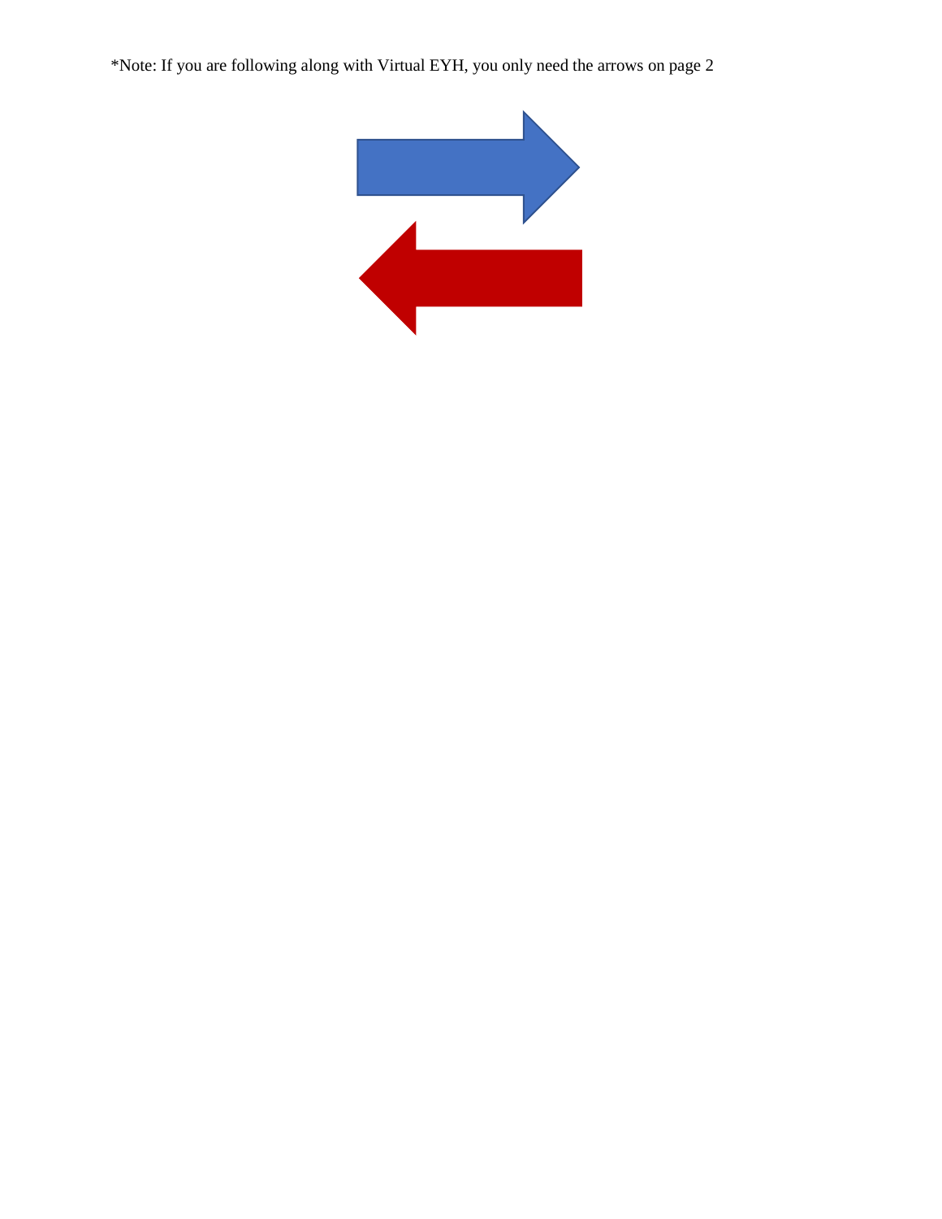*Note: If you are following along with Virtual EYH, you only need the arrows on page 2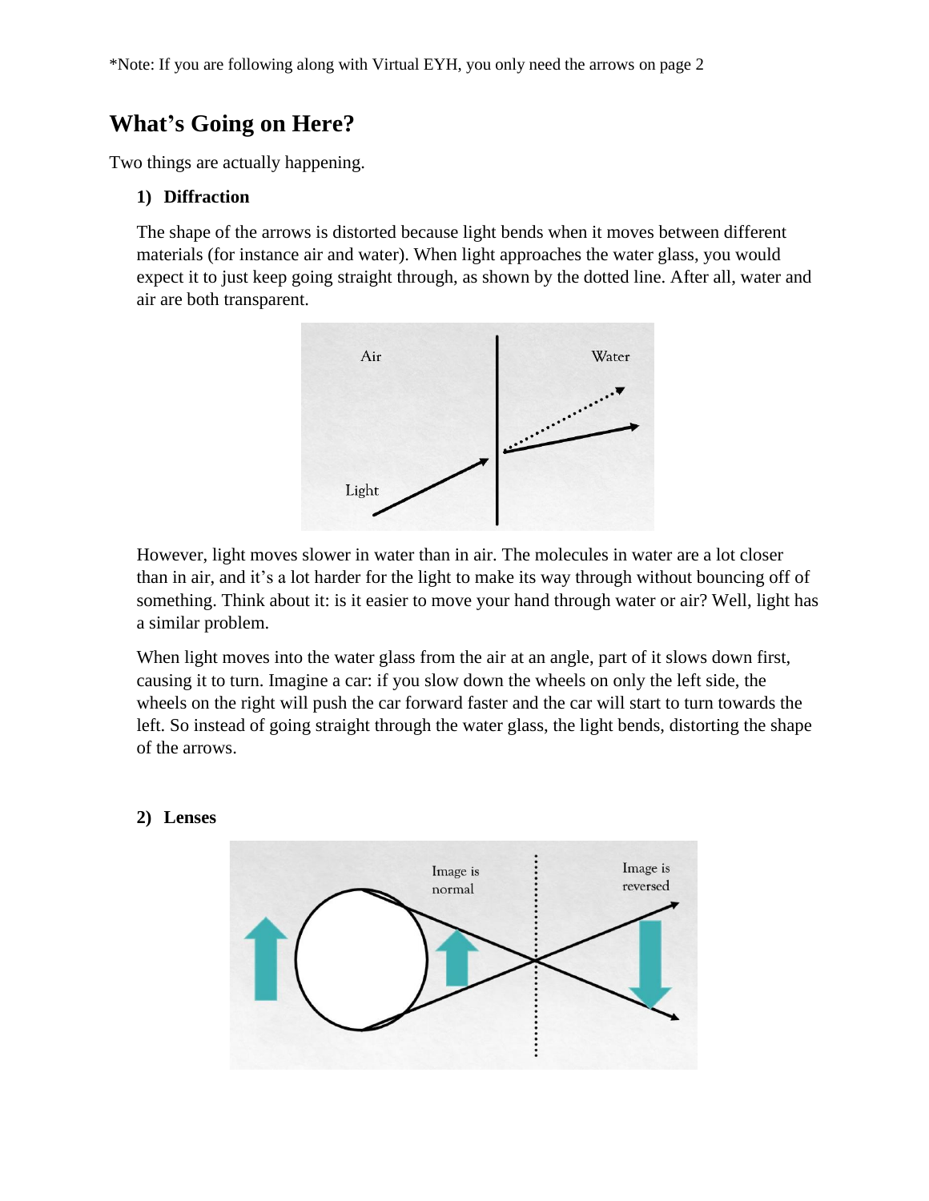*Note: If you are following along with Virtual EYH, you only need the arrows on page 2

## What's Going on Here?

Two things are actually happening.

### 1) Diffraction

The shape of the arrows is distorted because light bends when it moves between different materials (for instance air and water). When light approaches the water glass, you would expect it to just keep going straight through, as shown by the dotted line. After all, water and air are both transparent.

However, light moves slower in water than in air. The molecules in water are a lot closer than in air, and it's a lot harder for the light to make its way through without bouncing off of something. Think about it: is it easier to move your hand through water or air? Well, light has a similar problem.

When light moves into the water glass from the air at an angle, part of it slows down first, causing it to turn. Imagine a car: if you slow down the wheels on only the left side, the wheels on the right will push the car forward faster and the car will start to turn towards the left. So instead of going straight through the water glass, the light bends, distorting the shape of the arrows.

### 2) Lenses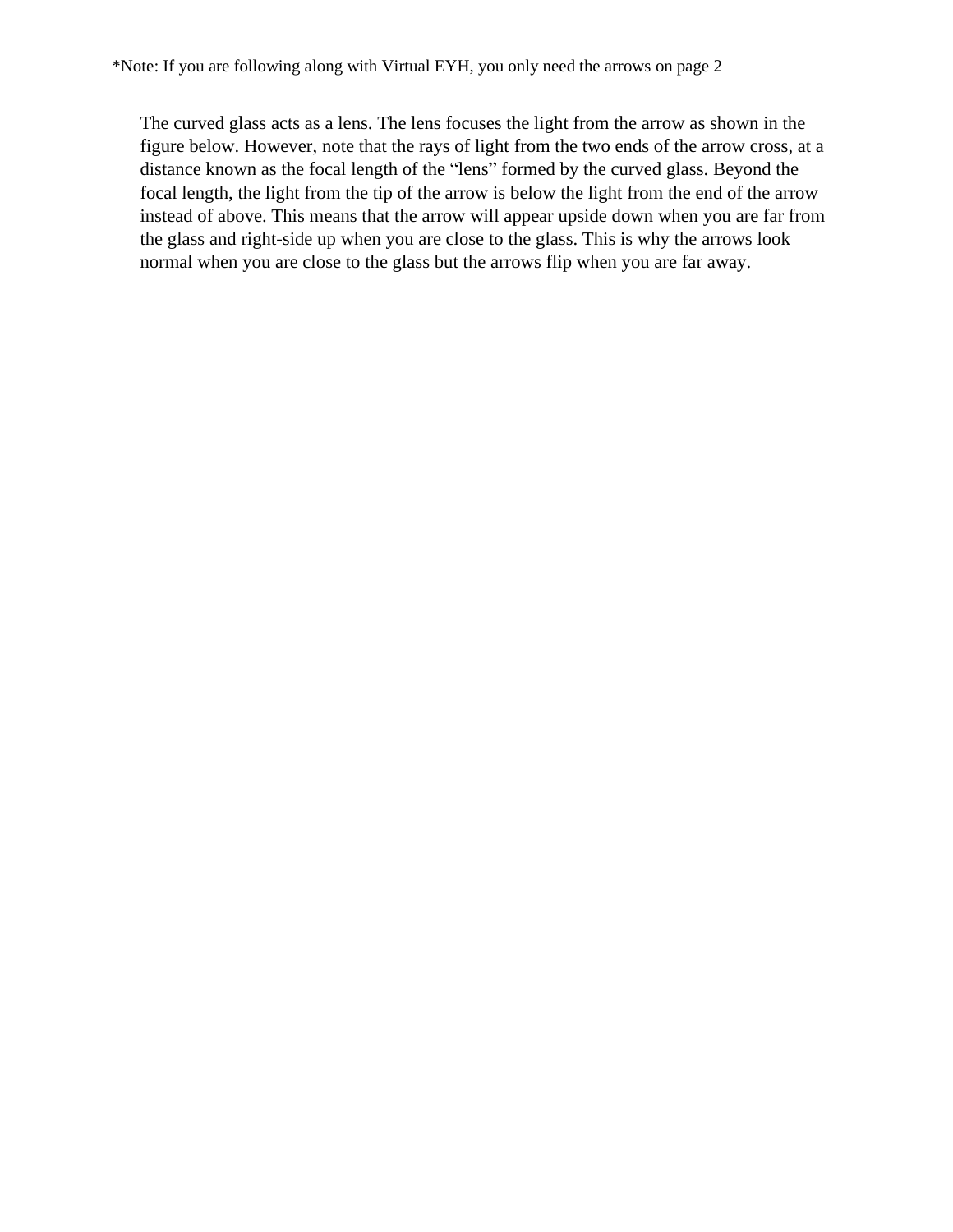*Note: If you are following along with Virtual EYH, you only need the arrows on page 2

The curved glass acts as a lens. The lens focuses the light from the arrow as shown in the figure below. However, note that the rays of light from the two ends of the arrow cross, at a distance known as the focal length of the "lens" formed by the curved glass. Beyond the focal length, the light from the tip of the arrow is below the light from the end of the arrow instead of above. This means that the arrow will appear upside down when you are far from the glass and right-side up when you are close to the glass. This is why the arrows look normal when you are close to the glass but the arrows flip when you are far away.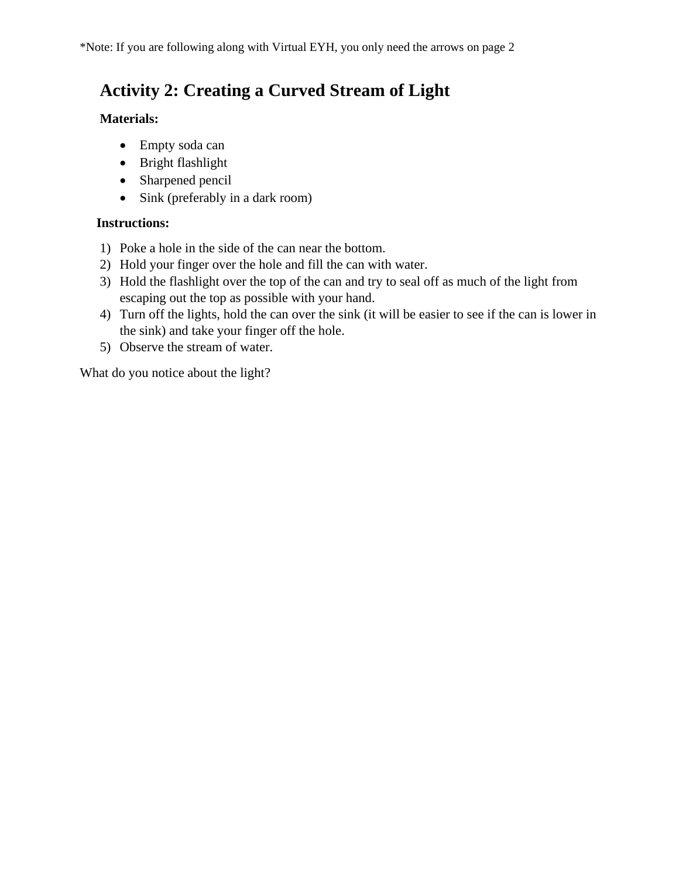*Note: If you are following along with Virtual EYH, you only need the arrows on page 2

## Activity 2: Creating a Curved Stream of Light

**Materials:**

- Empty soda can
- Bright flashlight
- Sharpened pencil
- Sink (preferably in a dark room)

**Instructions:**

1) Poke a hole in the side of the can near the bottom.
2) Hold your finger over the hole and fill the can with water.
3) Hold the flashlight over the top of the can and try to seal off as much of the light from escaping out the top as possible with your hand.
4) Turn off the lights, hold the can over the sink (it will be easier to see if the can is lower in the sink) and take your finger off the hole.
5) Observe the stream of water.

What do you notice about the light?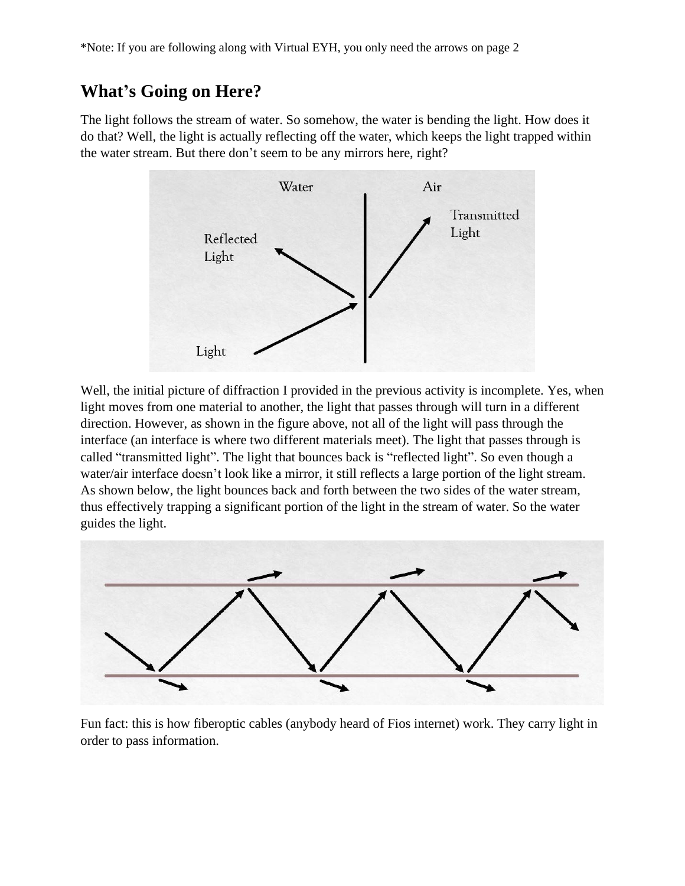*Note: If you are following along with Virtual EYH, you only need the arrows on page 2

## What's Going on Here?

The light follows the stream of water. So somehow, the water is bending the light. How does it do that? Well, the light is actually reflecting off the water, which keeps the light trapped within the water stream. But there don't seem to be any mirrors here, right?

Well, the initial picture of diffraction I provided in the previous activity is incomplete. Yes, when light moves from one material to another, the light that passes through will turn in a different direction. However, as shown in the figure above, not all of the light will pass through the interface (an interface is where two different materials meet). The light that passes through is called "transmitted light". The light that bounces back is "reflected light". So even though a water/air interface doesn't look like a mirror, it still reflects a large portion of the light stream. As shown below, the light bounces back and forth between the two sides of the water stream, thus effectively trapping a significant portion of the light in the stream of water. So the water guides the light.

Fun fact: this is how fiberoptic cables (anybody heard of Fios internet) work. They carry light in order to pass information.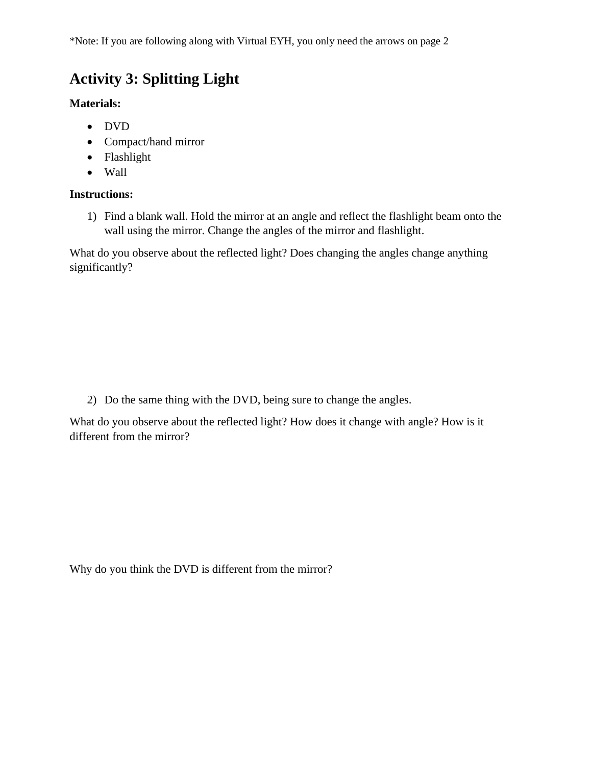*Note: If you are following along with Virtual EYH, you only need the arrows on page 2

## Activity 3: Splitting Light

**Materials:**

- DVD
- Compact/hand mirror
- Flashlight
- Wall

**Instructions:**

1) Find a blank wall. Hold the mirror at an angle and reflect the flashlight beam onto the wall using the mirror. Change the angles of the mirror and flashlight.

What do you observe about the reflected light? Does changing the angles change anything significantly?

2) Do the same thing with the DVD, being sure to change the angles.

What do you observe about the reflected light? How does it change with angle? How is it different from the mirror?

Why do you think the DVD is different from the mirror?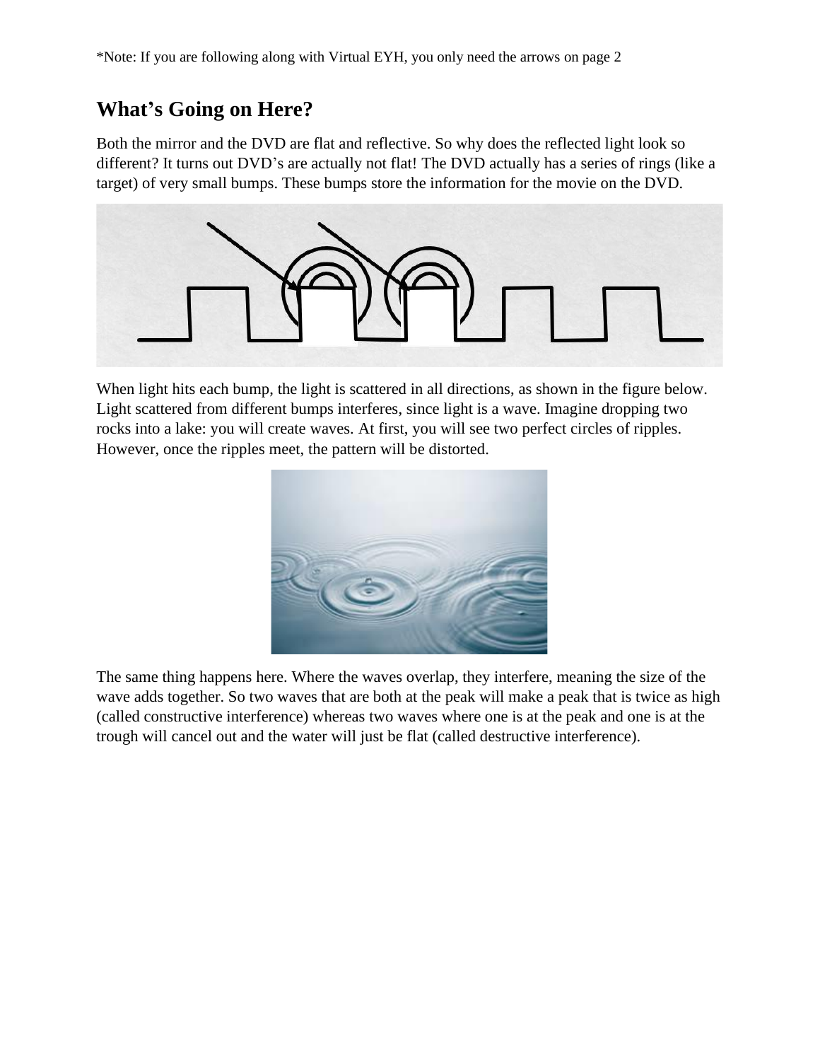*Note: If you are following along with Virtual EYH, you only need the arrows on page 2

## What's Going on Here?

Both the mirror and the DVD are flat and reflective. So why does the reflected light look so different? It turns out DVD's are actually not flat! The DVD actually has a series of rings (like a target) of very small bumps. These bumps store the information for the movie on the DVD.

When light hits each bump, the light is scattered in all directions, as shown in the figure below. Light scattered from different bumps interferes, since light is a wave. Imagine dropping two rocks into a lake: you will create waves. At first, you will see two perfect circles of ripples. However, once the ripples meet, the pattern will be distorted.

The same thing happens here. Where the waves overlap, they interfere, meaning the size of the wave adds together. So two waves that are both at the peak will make a peak that is twice as high (called constructive interference) whereas two waves where one is at the peak and one is at the trough will cancel out and the water will just be flat (called destructive interference).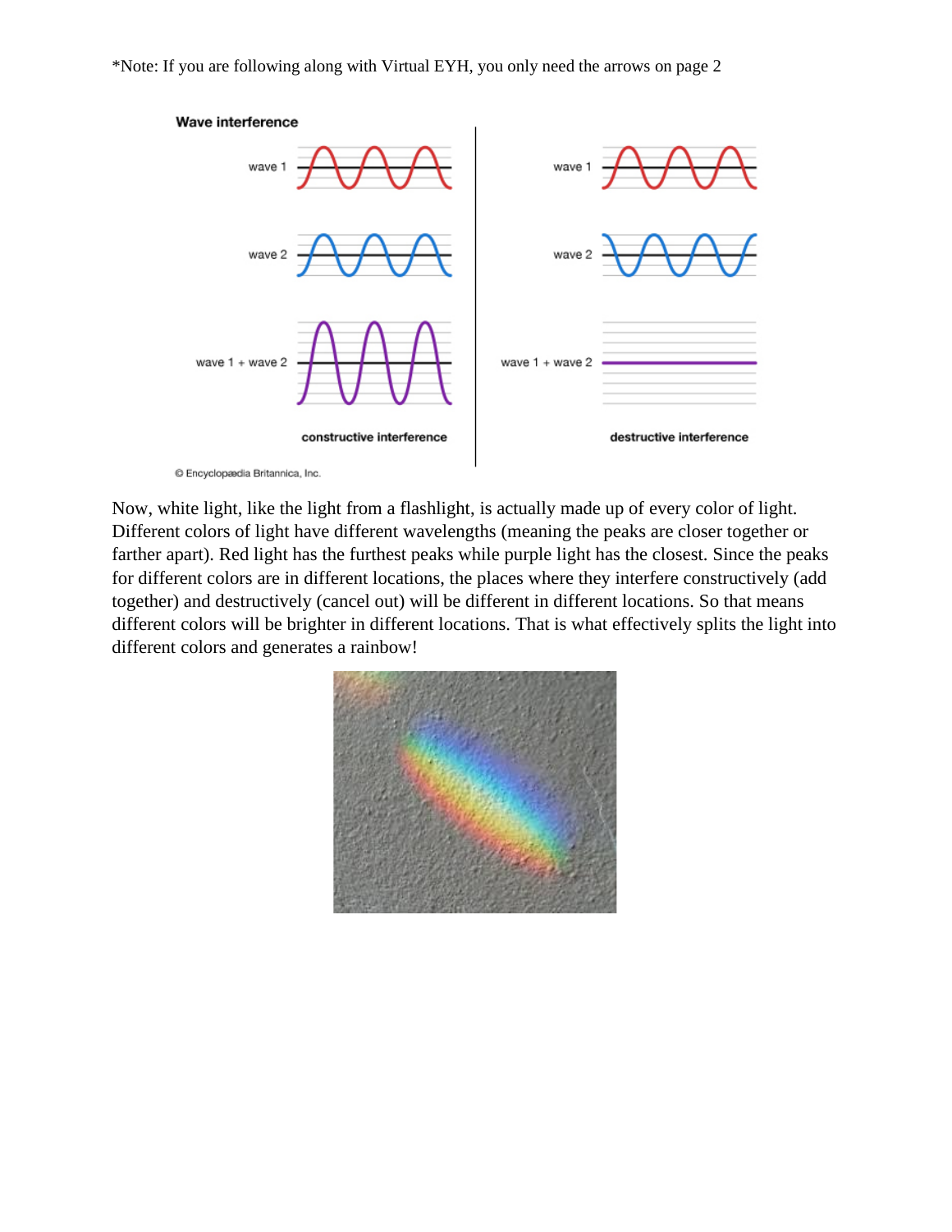*Note: If you are following along with Virtual EYH, you only need the arrows on page 2

Wave interference

wave 1

wave 2

wave 1 + wave 2

constructive interference

wave 1

wave 2

wave 1 + wave 2

destructive interference

© Encyclopædia Britannica, Inc.

Now, white light, like the light from a flashlight, is actually made up of every color of light. Different colors of light have different wavelengths (meaning the peaks are closer together or farther apart). Red light has the furthest peaks while purple light has the closest. Since the peaks for different colors are in different locations, the places where they interfere constructively (add together) and destructively (cancel out) will be different in different locations. So that means different colors will be brighter in different locations. That is what effectively splits the light into different colors and generates a rainbow!